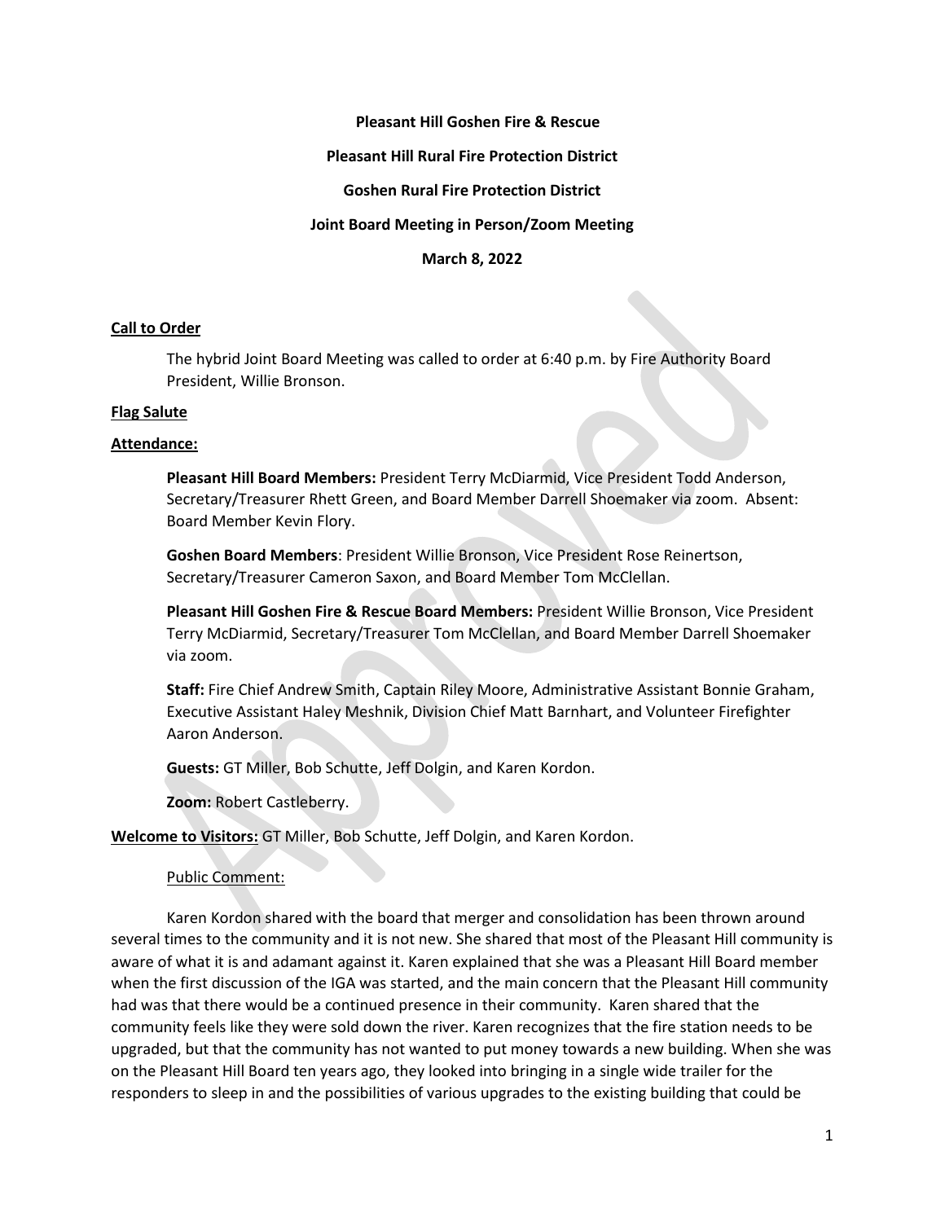**Pleasant Hill Goshen Fire & Rescue**

**Pleasant Hill Rural Fire Protection District**

**Goshen Rural Fire Protection District**

**Joint Board Meeting in Person/Zoom Meeting**

**March 8, 2022**

**Call to Order**

The hybrid Joint Board Meeting was called to order at 6:40 p.m. by Fire Authority Board President, Willie Bronson.

**Flag Salute**

**Attendance:**

**Pleasant Hill Board Members:** President Terry McDiarmid, Vice President Todd Anderson, Secretary/Treasurer Rhett Green, and Board Member Darrell Shoemaker via zoom. Absent: Board Member Kevin Flory.

**Goshen Board Members**: President Willie Bronson, Vice President Rose Reinertson, Secretary/Treasurer Cameron Saxon, and Board Member Tom McClellan.

**Pleasant Hill Goshen Fire & Rescue Board Members:** President Willie Bronson, Vice President Terry McDiarmid, Secretary/Treasurer Tom McClellan, and Board Member Darrell Shoemaker via zoom.

**Staff:** Fire Chief Andrew Smith, Captain Riley Moore, Administrative Assistant Bonnie Graham, Executive Assistant Haley Meshnik, Division Chief Matt Barnhart, and Volunteer Firefighter Aaron Anderson.

**Guests:** GT Miller, Bob Schutte, Jeff Dolgin, and Karen Kordon.

**Zoom:** Robert Castleberry.

**Welcome to Visitors:** GT Miller, Bob Schutte, Jeff Dolgin, and Karen Kordon.

Public Comment:

Karen Kordon shared with the board that merger and consolidation has been thrown around several times to the community and it is not new. She shared that most of the Pleasant Hill community is aware of what it is and adamant against it. Karen explained that she was a Pleasant Hill Board member when the first discussion of the IGA was started, and the main concern that the Pleasant Hill community had was that there would be a continued presence in their community. Karen shared that the community feels like they were sold down the river. Karen recognizes that the fire station needs to be upgraded, but that the community has not wanted to put money towards a new building. When she was on the Pleasant Hill Board ten years ago, they looked into bringing in a single wide trailer for the responders to sleep in and the possibilities of various upgrades to the existing building that could be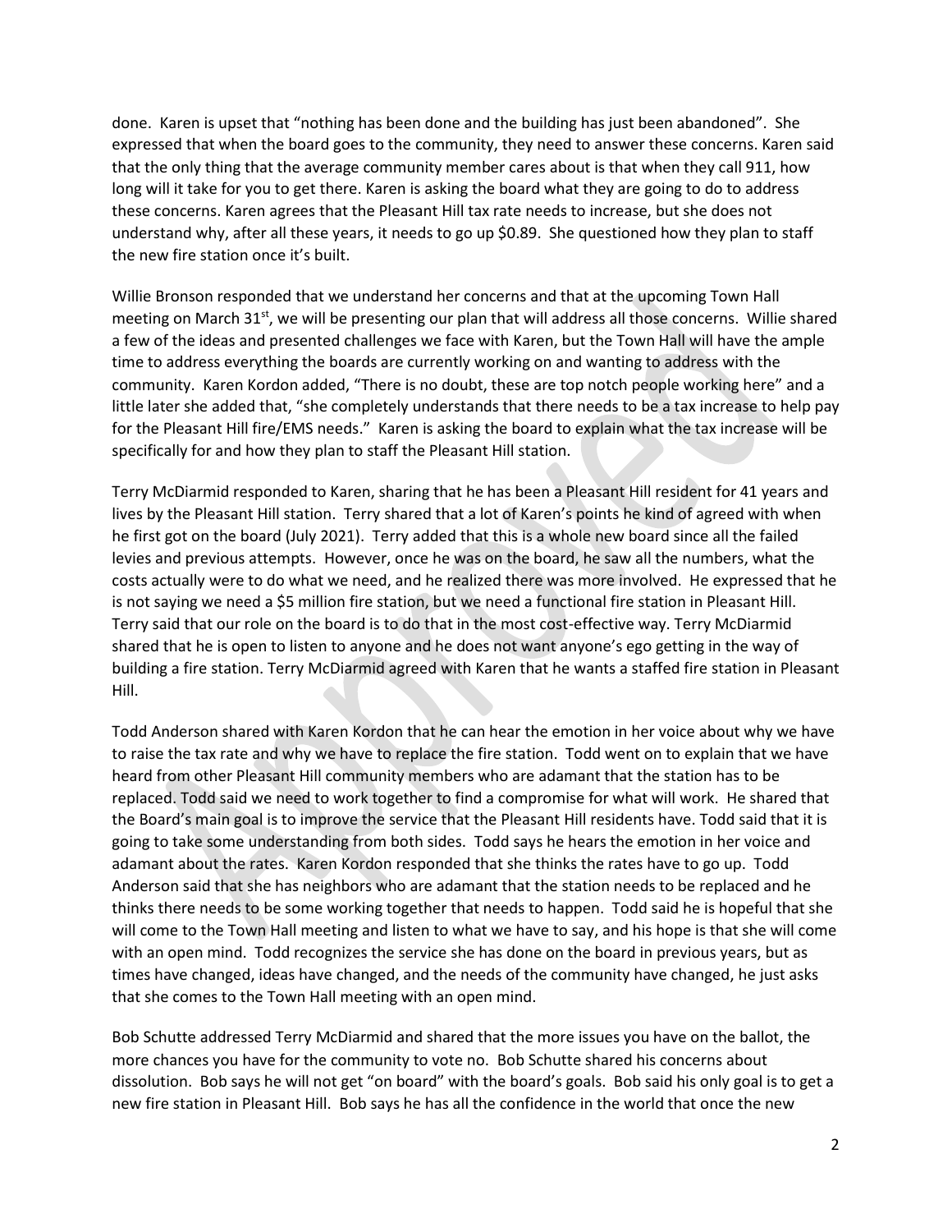done. Karen is upset that "nothing has been done and the building has just been abandoned". She expressed that when the board goes to the community, they need to answer these concerns. Karen said that the only thing that the average community member cares about is that when they call 911, how long will it take for you to get there. Karen is asking the board what they are going to do to address these concerns. Karen agrees that the Pleasant Hill tax rate needs to increase, but she does not understand why, after all these years, it needs to go up $0.89. She questioned how they plan to staff the new fire station once it's built.

Willie Bronson responded that we understand her concerns and that at the upcoming Town Hall meeting on March 31st, we will be presenting our plan that will address all those concerns. Willie shared a few of the ideas and presented challenges we face with Karen, but the Town Hall will have the ample time to address everything the boards are currently working on and wanting to address with the community. Karen Kordon added, "There is no doubt, these are top notch people working here" and a little later she added that, "she completely understands that there needs to be a tax increase to help pay for the Pleasant Hill fire/EMS needs." Karen is asking the board to explain what the tax increase will be specifically for and how they plan to staff the Pleasant Hill station.

Terry McDiarmid responded to Karen, sharing that he has been a Pleasant Hill resident for 41 years and lives by the Pleasant Hill station. Terry shared that a lot of Karen's points he kind of agreed with when he first got on the board (July 2021). Terry added that this is a whole new board since all the failed levies and previous attempts. However, once he was on the board, he saw all the numbers, what the costs actually were to do what we need, and he realized there was more involved. He expressed that he is not saying we need a $5 million fire station, but we need a functional fire station in Pleasant Hill. Terry said that our role on the board is to do that in the most cost-effective way. Terry McDiarmid shared that he is open to listen to anyone and he does not want anyone's ego getting in the way of building a fire station. Terry McDiarmid agreed with Karen that he wants a staffed fire station in Pleasant Hill.

Todd Anderson shared with Karen Kordon that he can hear the emotion in her voice about why we have to raise the tax rate and why we have to replace the fire station. Todd went on to explain that we have heard from other Pleasant Hill community members who are adamant that the station has to be replaced. Todd said we need to work together to find a compromise for what will work. He shared that the Board's main goal is to improve the service that the Pleasant Hill residents have. Todd said that it is going to take some understanding from both sides. Todd says he hears the emotion in her voice and adamant about the rates. Karen Kordon responded that she thinks the rates have to go up. Todd Anderson said that she has neighbors who are adamant that the station needs to be replaced and he thinks there needs to be some working together that needs to happen. Todd said he is hopeful that she will come to the Town Hall meeting and listen to what we have to say, and his hope is that she will come with an open mind. Todd recognizes the service she has done on the board in previous years, but as times have changed, ideas have changed, and the needs of the community have changed, he just asks that she comes to the Town Hall meeting with an open mind.

Bob Schutte addressed Terry McDiarmid and shared that the more issues you have on the ballot, the more chances you have for the community to vote no. Bob Schutte shared his concerns about dissolution. Bob says he will not get "on board" with the board's goals. Bob said his only goal is to get a new fire station in Pleasant Hill. Bob says he has all the confidence in the world that once the new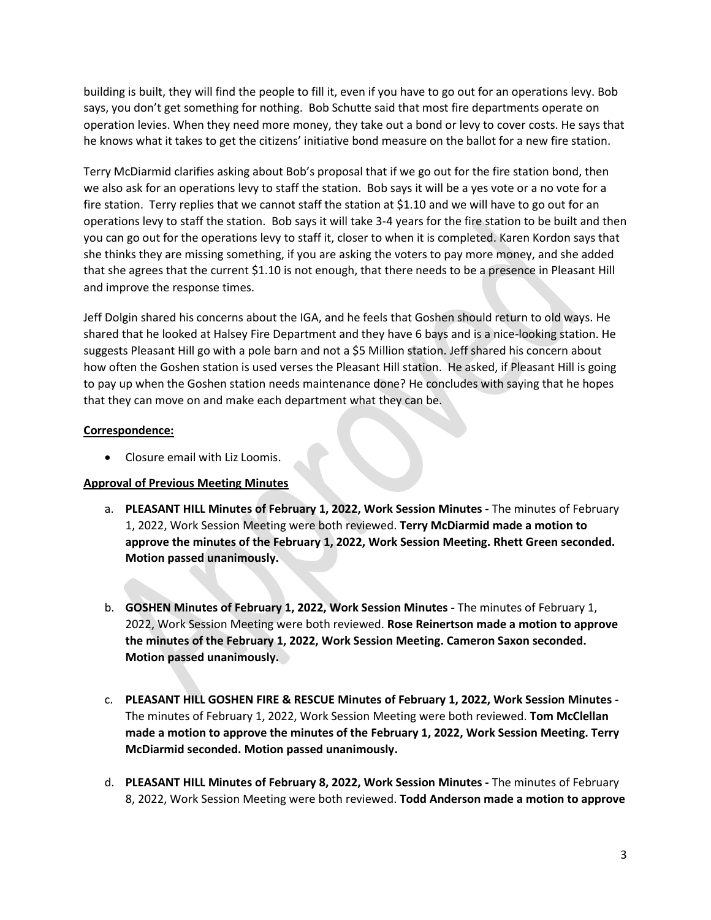building is built, they will find the people to fill it, even if you have to go out for an operations levy. Bob says, you don't get something for nothing. Bob Schutte said that most fire departments operate on operation levies. When they need more money, they take out a bond or levy to cover costs. He says that he knows what it takes to get the citizens' initiative bond measure on the ballot for a new fire station.

Terry McDiarmid clarifies asking about Bob's proposal that if we go out for the fire station bond, then we also ask for an operations levy to staff the station. Bob says it will be a yes vote or a no vote for a fire station. Terry replies that we cannot staff the station at $1.10 and we will have to go out for an operations levy to staff the station. Bob says it will take 3-4 years for the fire station to be built and then you can go out for the operations levy to staff it, closer to when it is completed. Karen Kordon says that she thinks they are missing something, if you are asking the voters to pay more money, and she added that she agrees that the current $1.10 is not enough, that there needs to be a presence in Pleasant Hill and improve the response times.

Jeff Dolgin shared his concerns about the IGA, and he feels that Goshen should return to old ways. He shared that he looked at Halsey Fire Department and they have 6 bays and is a nice-looking station. He suggests Pleasant Hill go with a pole barn and not a $5 Million station. Jeff shared his concern about how often the Goshen station is used verses the Pleasant Hill station. He asked, if Pleasant Hill is going to pay up when the Goshen station needs maintenance done? He concludes with saying that he hopes that they can move on and make each department what they can be.

**Correspondence:**

- Closure email with Liz Loomis.

**Approval of Previous Meeting Minutes**

a. **PLEASANT HILL Minutes of February 1, 2022, Work Session Minutes -** The minutes of February 1, 2022, Work Session Meeting were both reviewed. **Terry McDiarmid made a motion to approve the minutes of the February 1, 2022, Work Session Meeting. Rhett Green seconded. Motion passed unanimously.**

b. **GOSHEN Minutes of February 1, 2022, Work Session Minutes -** The minutes of February 1, 2022, Work Session Meeting were both reviewed. **Rose Reinertson made a motion to approve the minutes of the February 1, 2022, Work Session Meeting. Cameron Saxon seconded. Motion passed unanimously.**

c. **PLEASANT HILL GOSHEN FIRE & RESCUE Minutes of February 1, 2022, Work Session Minutes -** The minutes of February 1, 2022, Work Session Meeting were both reviewed. **Tom McClellan made a motion to approve the minutes of the February 1, 2022, Work Session Meeting. Terry McDiarmid seconded. Motion passed unanimously.**

d. **PLEASANT HILL Minutes of February 8, 2022, Work Session Minutes -** The minutes of February 8, 2022, Work Session Meeting were both reviewed. **Todd Anderson made a motion to approve**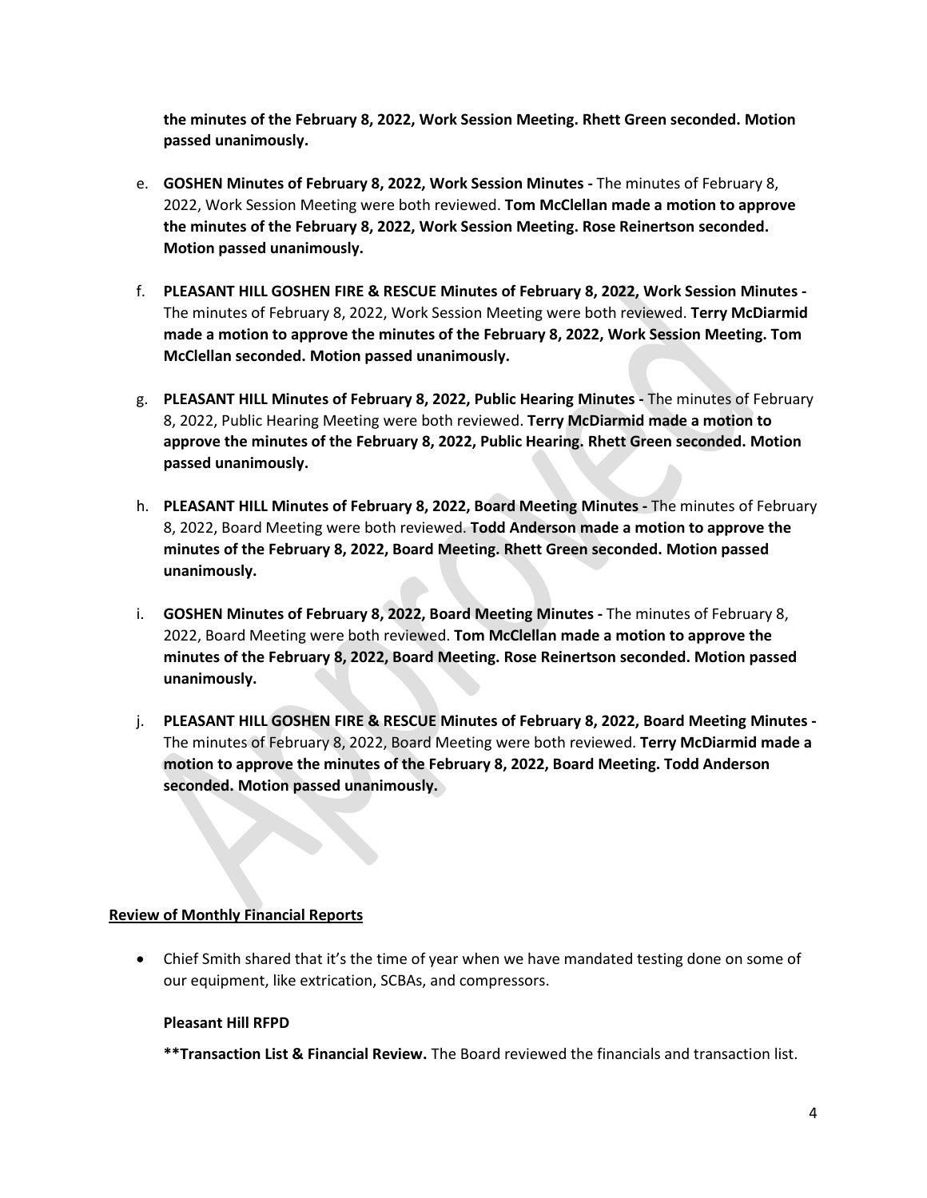**the minutes of the February 8, 2022, Work Session Meeting. Rhett Green seconded. Motion passed unanimously.**

e. **GOSHEN Minutes of February 8, 2022, Work Session Minutes -** The minutes of February 8, 2022, Work Session Meeting were both reviewed. **Tom McClellan made a motion to approve the minutes of the February 8, 2022, Work Session Meeting. Rose Reinertson seconded. Motion passed unanimously.**

f. **PLEASANT HILL GOSHEN FIRE & RESCUE Minutes of February 8, 2022, Work Session Minutes -** The minutes of February 8, 2022, Work Session Meeting were both reviewed. **Terry McDiarmid made a motion to approve the minutes of the February 8, 2022, Work Session Meeting. Tom McClellan seconded. Motion passed unanimously.**

g. **PLEASANT HILL Minutes of February 8, 2022, Public Hearing Minutes -** The minutes of February 8, 2022, Public Hearing Meeting were both reviewed. **Terry McDiarmid made a motion to approve the minutes of the February 8, 2022, Public Hearing. Rhett Green seconded. Motion passed unanimously.**

h. **PLEASANT HILL Minutes of February 8, 2022, Board Meeting Minutes -** The minutes of February 8, 2022, Board Meeting were both reviewed. **Todd Anderson made a motion to approve the minutes of the February 8, 2022, Board Meeting. Rhett Green seconded. Motion passed unanimously.**

i. **GOSHEN Minutes of February 8, 2022, Board Meeting Minutes -** The minutes of February 8, 2022, Board Meeting were both reviewed. **Tom McClellan made a motion to approve the minutes of the February 8, 2022, Board Meeting. Rose Reinertson seconded. Motion passed unanimously.**

j. **PLEASANT HILL GOSHEN FIRE & RESCUE Minutes of February 8, 2022, Board Meeting Minutes -** The minutes of February 8, 2022, Board Meeting were both reviewed. **Terry McDiarmid made a motion to approve the minutes of the February 8, 2022, Board Meeting. Todd Anderson seconded. Motion passed unanimously.**

**Review of Monthly Financial Reports**

- Chief Smith shared that it's the time of year when we have mandated testing done on some of our equipment, like extrication, SCBAs, and compressors.

**Pleasant Hill RFPD**

**\*\*Transaction List & Financial Review.** The Board reviewed the financials and transaction list.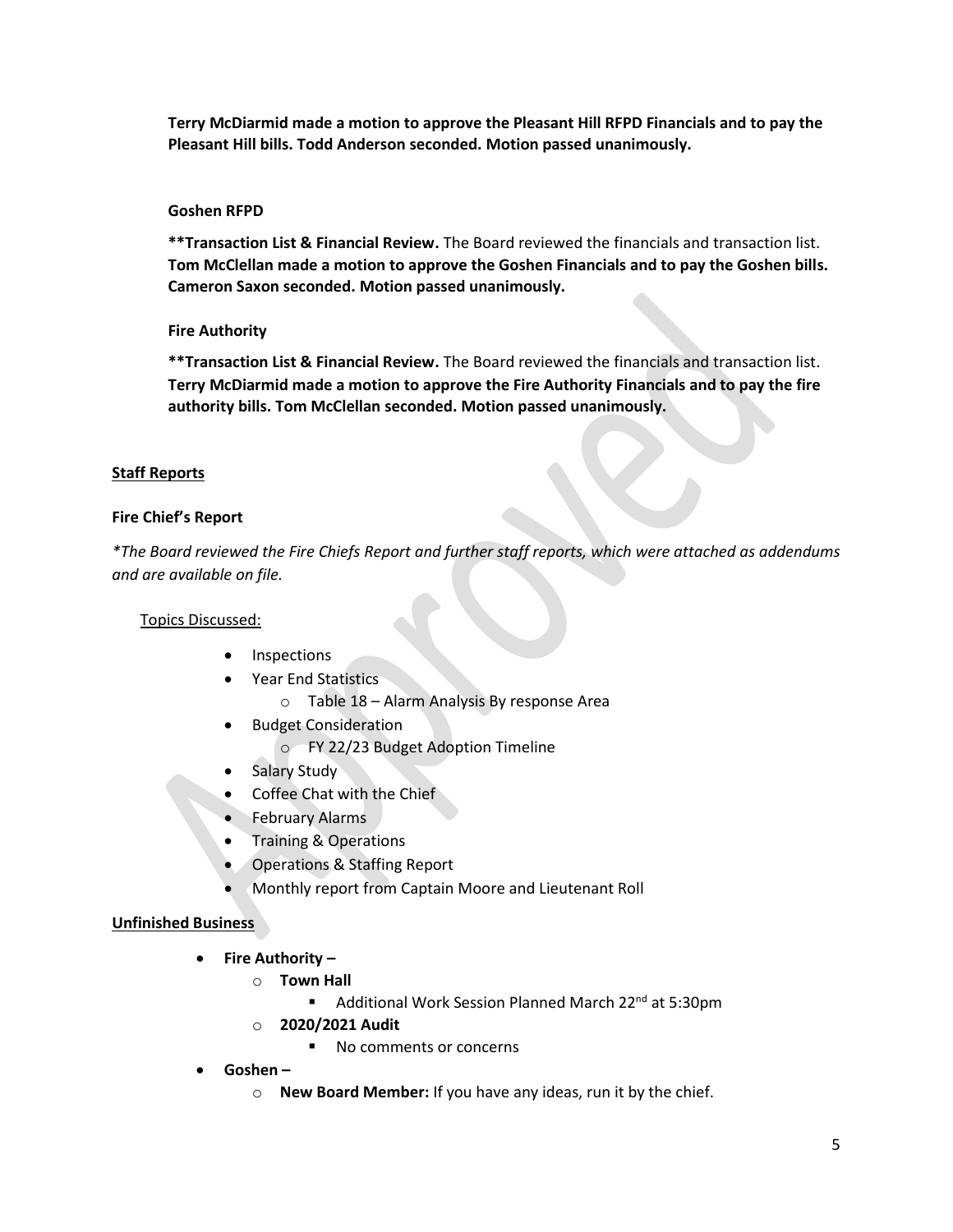**Terry McDiarmid made a motion to approve the Pleasant Hill RFPD Financials and to pay the Pleasant Hill bills. Todd Anderson seconded. Motion passed unanimously.**

**Goshen RFPD**

**\*\*Transaction List & Financial Review.** The Board reviewed the financials and transaction list. **Tom McClellan made a motion to approve the Goshen Financials and to pay the Goshen bills. Cameron Saxon seconded. Motion passed unanimously.**

**Fire Authority**

**\*\*Transaction List & Financial Review.** The Board reviewed the financials and transaction list. **Terry McDiarmid made a motion to approve the Fire Authority Financials and to pay the fire authority bills. Tom McClellan seconded. Motion passed unanimously.**

**Staff Reports**

**Fire Chief's Report**

*\*The Board reviewed the Fire Chiefs Report and further staff reports, which were attached as addendums and are available on file.*

Topics Discussed:

- Inspections
- Year End Statistics
  - Table 18 – Alarm Analysis By response Area
- Budget Consideration
  - FY 22/23 Budget Adoption Timeline
- Salary Study
- Coffee Chat with the Chief
- February Alarms
- Training & Operations
- Operations & Staffing Report
- Monthly report from Captain Moore and Lieutenant Roll

**Unfinished Business**

- **Fire Authority –**
  - **Town Hall**
    - Additional Work Session Planned March 22nd at 5:30pm
  - **2020/2021 Audit**
    - No comments or concerns
- **Goshen –**
  - **New Board Member:** If you have any ideas, run it by the chief.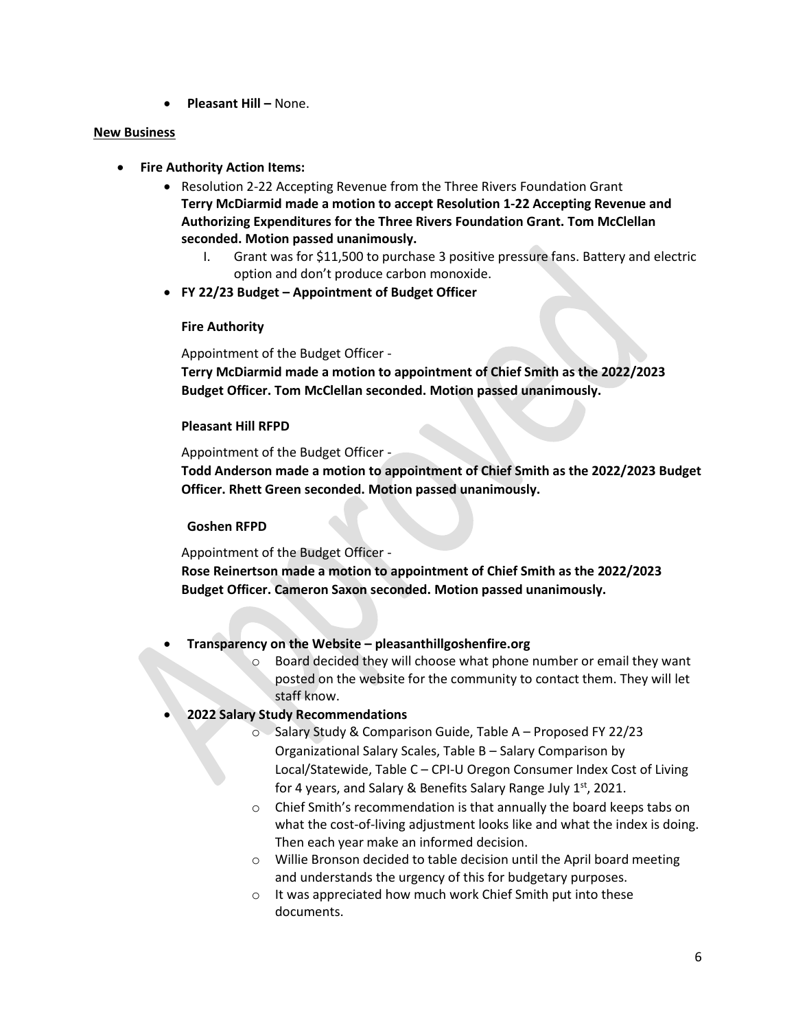- **Pleasant Hill –** None.

**New Business**

- **Fire Authority Action Items:**
  - Resolution 2-22 Accepting Revenue from the Three Rivers Foundation Grant
    **Terry McDiarmid made a motion to accept Resolution 1-22 Accepting Revenue and Authorizing Expenditures for the Three Rivers Foundation Grant. Tom McClellan seconded. Motion passed unanimously.**
    I. Grant was for $11,500 to purchase 3 positive pressure fans. Battery and electric option and don't produce carbon monoxide.
  - **FY 22/23 Budget – Appointment of Budget Officer**

    **Fire Authority**

    Appointment of the Budget Officer -
    **Terry McDiarmid made a motion to appointment of Chief Smith as the 2022/2023 Budget Officer. Tom McClellan seconded. Motion passed unanimously.**

    **Pleasant Hill RFPD**

    Appointment of the Budget Officer -
    **Todd Anderson made a motion to appointment of Chief Smith as the 2022/2023 Budget Officer. Rhett Green seconded. Motion passed unanimously.**

    **Goshen RFPD**

    Appointment of the Budget Officer -
    **Rose Reinertson made a motion to appointment of Chief Smith as the 2022/2023 Budget Officer. Cameron Saxon seconded. Motion passed unanimously.**

- **Transparency on the Website – pleasanthillgoshenfire.org**
  - Board decided they will choose what phone number or email they want posted on the website for the community to contact them. They will let staff know.
- **2022 Salary Study Recommendations**
  - Salary Study & Comparison Guide, Table A – Proposed FY 22/23 Organizational Salary Scales, Table B – Salary Comparison by Local/Statewide, Table C – CPI-U Oregon Consumer Index Cost of Living for 4 years, and Salary & Benefits Salary Range July 1st, 2021.
  - Chief Smith's recommendation is that annually the board keeps tabs on what the cost-of-living adjustment looks like and what the index is doing. Then each year make an informed decision.
  - Willie Bronson decided to table decision until the April board meeting and understands the urgency of this for budgetary purposes.
  - It was appreciated how much work Chief Smith put into these documents.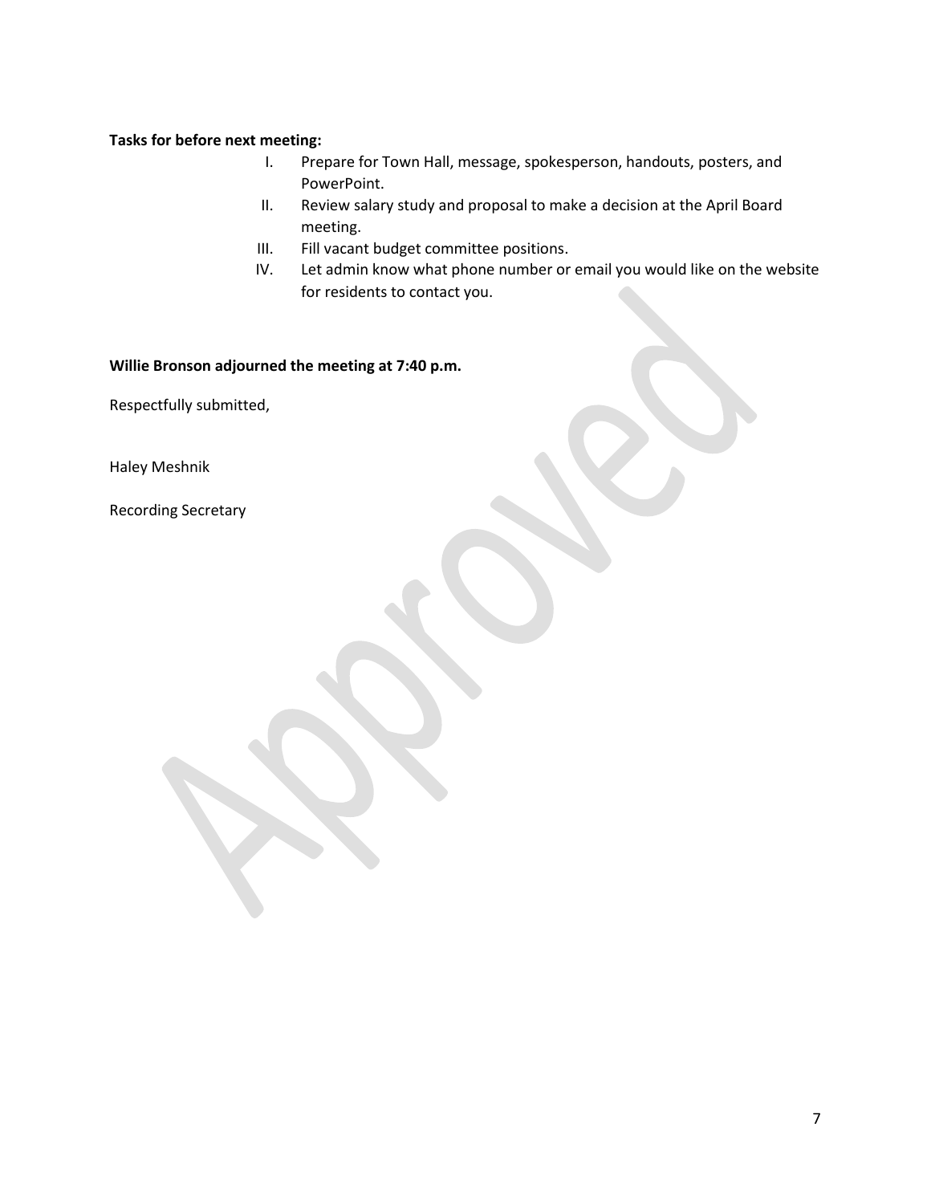**Tasks for before next meeting:**

I. Prepare for Town Hall, message, spokesperson, handouts, posters, and PowerPoint.
II. Review salary study and proposal to make a decision at the April Board meeting.
III. Fill vacant budget committee positions.
IV. Let admin know what phone number or email you would like on the website for residents to contact you.

**Willie Bronson adjourned the meeting at 7:40 p.m.**

Respectfully submitted,

Haley Meshnik

Recording Secretary